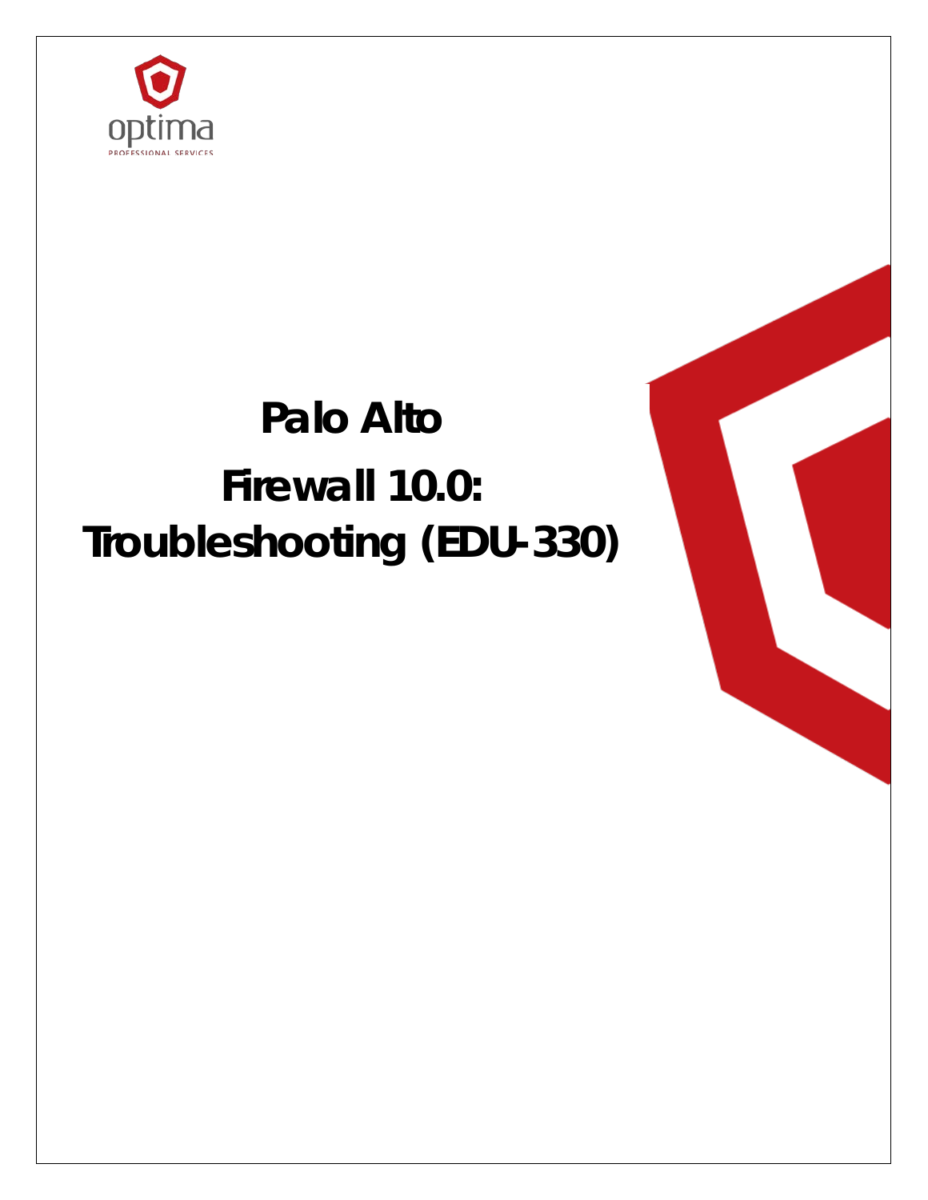optima

PROFESSIONAL SERVICES

# Palo Alto Firewall 10.0: Troubleshooting (EDU-330)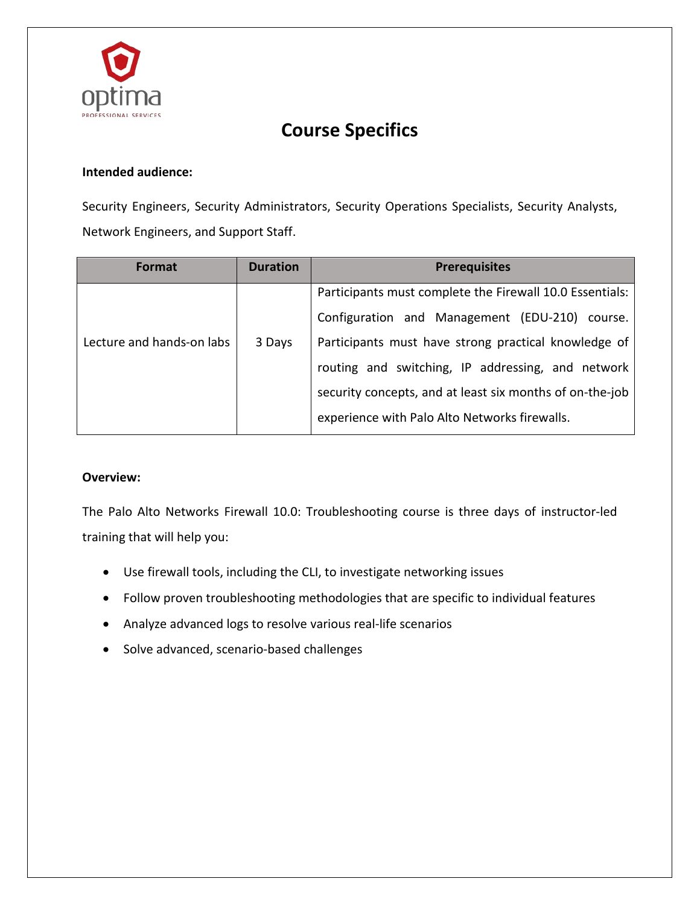# Course Specifics

**Intended audience:**

Security Engineers, Security Administrators, Security Operations Specialists, Security Analysts, Network Engineers, and Support Staff.

| Format | Duration | Prerequisites |
| --- | --- | --- |
| Lecture and hands-on labs | 3 Days | Participants must complete the Firewall 10.0 Essentials: Configuration and Management (EDU-210) course. Participants must have strong practical knowledge of routing and switching, IP addressing, and network security concepts, and at least six months of on-the-job experience with Palo Alto Networks firewalls. |

**Overview:**

The Palo Alto Networks Firewall 10.0: Troubleshooting course is three days of instructor-led training that will help you:

- Use firewall tools, including the CLI, to investigate networking issues
- Follow proven troubleshooting methodologies that are specific to individual features
- Analyze advanced logs to resolve various real-life scenarios
- Solve advanced, scenario-based challenges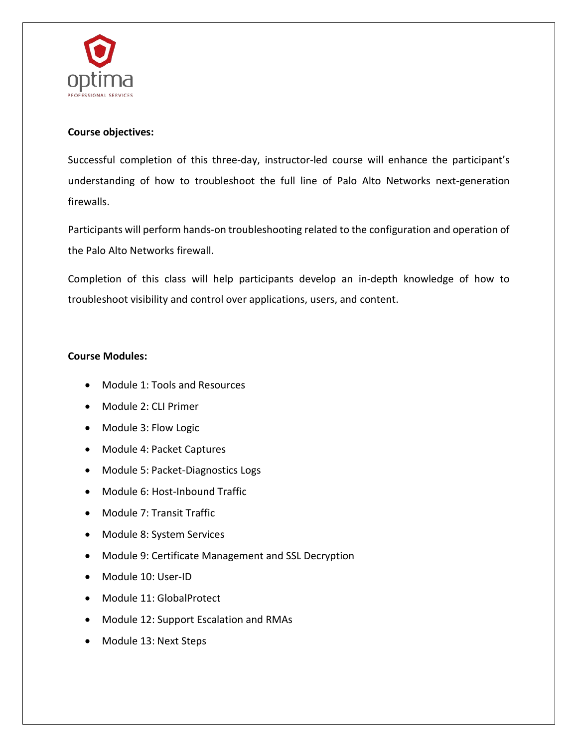**Course objectives:**

Successful completion of this three-day, instructor-led course will enhance the participant's understanding of how to troubleshoot the full line of Palo Alto Networks next-generation firewalls.

Participants will perform hands-on troubleshooting related to the configuration and operation of the Palo Alto Networks firewall.

Completion of this class will help participants develop an in-depth knowledge of how to troubleshoot visibility and control over applications, users, and content.

**Course Modules:**

- Module 1: Tools and Resources
- Module 2: CLI Primer
- Module 3: Flow Logic
- Module 4: Packet Captures
- Module 5: Packet-Diagnostics Logs
- Module 6: Host-Inbound Traffic
- Module 7: Transit Traffic
- Module 8: System Services
- Module 9: Certificate Management and SSL Decryption
- Module 10: User-ID
- Module 11: GlobalProtect
- Module 12: Support Escalation and RMAs
- Module 13: Next Steps